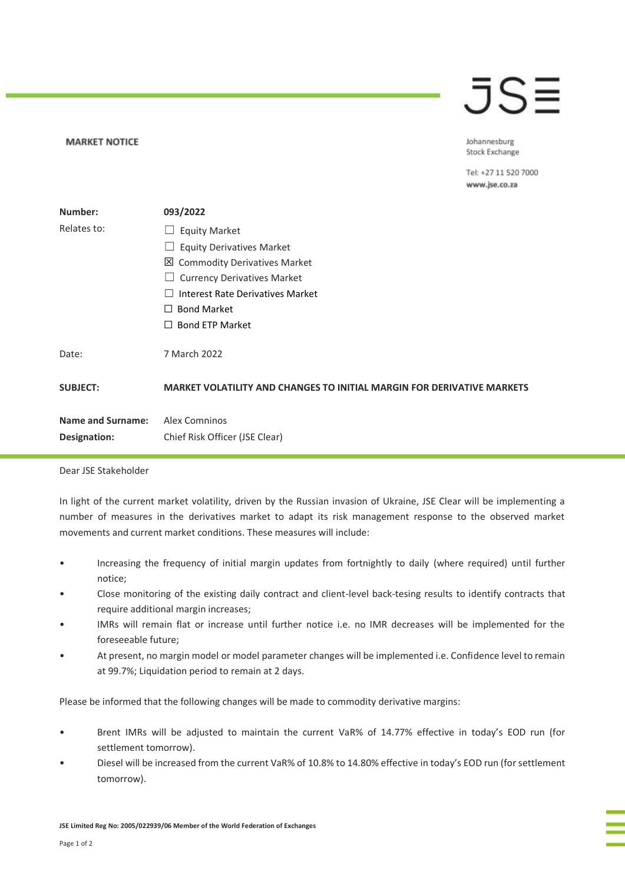**MARKET NOTICE**

Johannesburg
Stock Exchange

Tel: +27 11 520 7000
www.jse.co.za

| | |
|---|---|
| **Number:** | **093/2022** |
| Relates to: | ☐ Equity Market |
| | ☐ Equity Derivatives Market |
| | ☒ Commodity Derivatives Market |
| | ☐ Currency Derivatives Market |
| | ☐ Interest Rate Derivatives Market |
| | ☐ Bond Market |
| | ☐ Bond ETP Market |
| Date: | 7 March 2022 |
| **SUBJECT:** | **MARKET VOLATILITY AND CHANGES TO INITIAL MARGIN FOR DERIVATIVE MARKETS** |
| **Name and Surname:** | Alex Comninos |
| **Designation:** | Chief Risk Officer (JSE Clear) |

Dear JSE Stakeholder

In light of the current market volatility, driven by the Russian invasion of Ukraine, JSE Clear will be implementing a number of measures in the derivatives market to adapt its risk management response to the observed market movements and current market conditions. These measures will include:

- Increasing the frequency of initial margin updates from fortnightly to daily (where required) until further notice;
- Close monitoring of the existing daily contract and client-level back-tesing results to identify contracts that require additional margin increases;
- IMRs will remain flat or increase until further notice i.e. no IMR decreases will be implemented for the foreseeable future;
- At present, no margin model or model parameter changes will be implemented i.e. Confidence level to remain at 99.7%; Liquidation period to remain at 2 days.

Please be informed that the following changes will be made to commodity derivative margins:

- Brent IMRs will be adjusted to maintain the current VaR% of 14.77% effective in today's EOD run (for settlement tomorrow).
- Diesel will be increased from the current VaR% of 10.8% to 14.80% effective in today's EOD run (for settlement tomorrow).

**JSE Limited Reg No: 2005/022939/06 Member of the World Federation of Exchanges**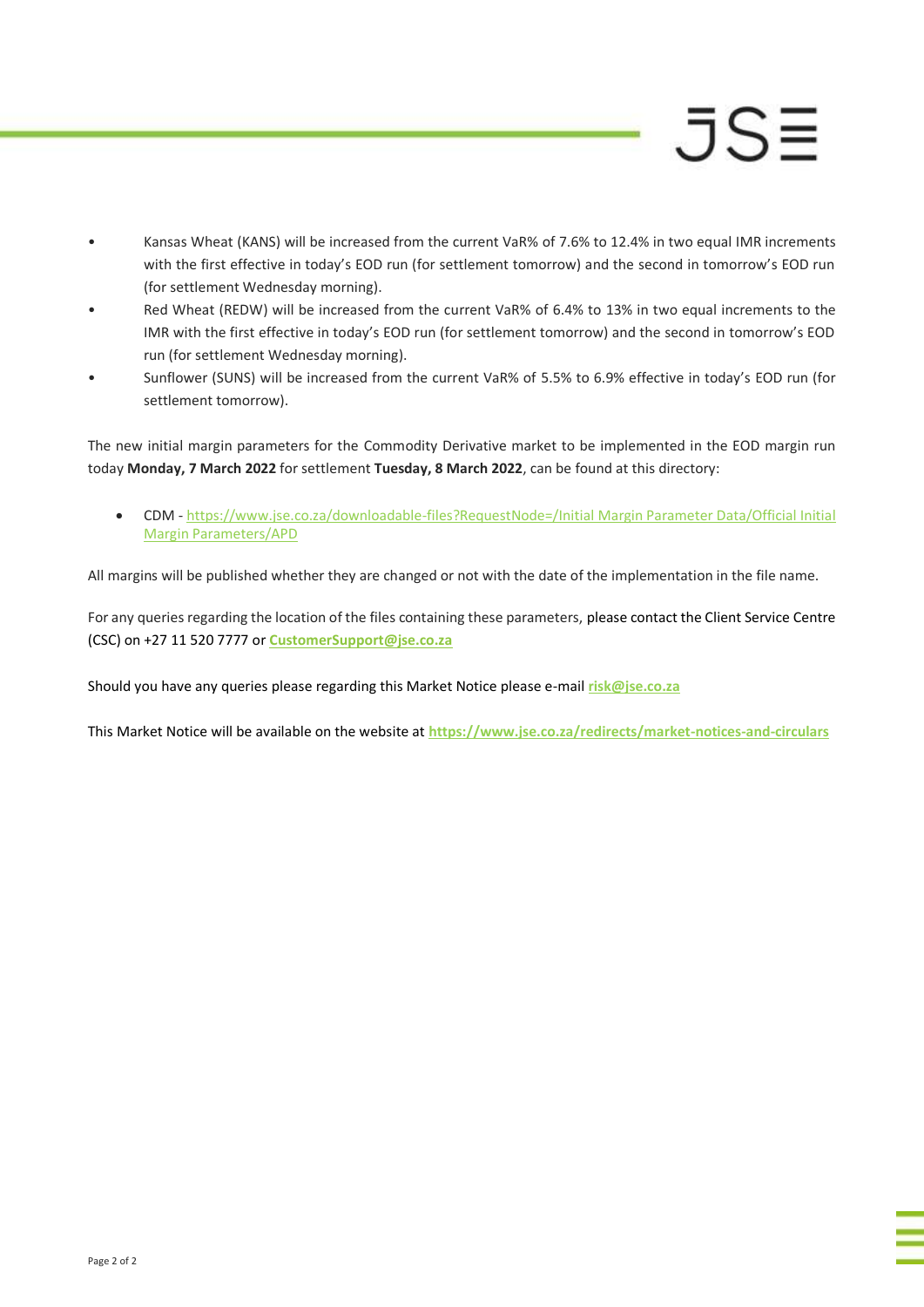- Kansas Wheat (KANS) will be increased from the current VaR% of 7.6% to 12.4% in two equal IMR increments with the first effective in today's EOD run (for settlement tomorrow) and the second in tomorrow's EOD run (for settlement Wednesday morning).
- Red Wheat (REDW) will be increased from the current VaR% of 6.4% to 13% in two equal increments to the IMR with the first effective in today's EOD run (for settlement tomorrow) and the second in tomorrow's EOD run (for settlement Wednesday morning).
- Sunflower (SUNS) will be increased from the current VaR% of 5.5% to 6.9% effective in today's EOD run (for settlement tomorrow).

The new initial margin parameters for the Commodity Derivative market to be implemented in the EOD margin run today **Monday, 7 March 2022** for settlement **Tuesday, 8 March 2022**, can be found at this directory:

- CDM - [https://www.jse.co.za/downloadable-files?RequestNode=/Initial Margin Parameter Data/Official Initial Margin Parameters/APD](https://www.jse.co.za/downloadable-files?RequestNode=/Initial Margin Parameter Data/Official Initial Margin Parameters/APD)

All margins will be published whether they are changed or not with the date of the implementation in the file name.

For any queries regarding the location of the files containing these parameters, please contact the Client Service Centre (CSC) on +27 11 520 7777 or **CustomerSupport@jse.co.za**

Should you have any queries please regarding this Market Notice please e-mail **risk@jse.co.za**

This Market Notice will be available on the website at **https://www.jse.co.za/redirects/market-notices-and-circulars**